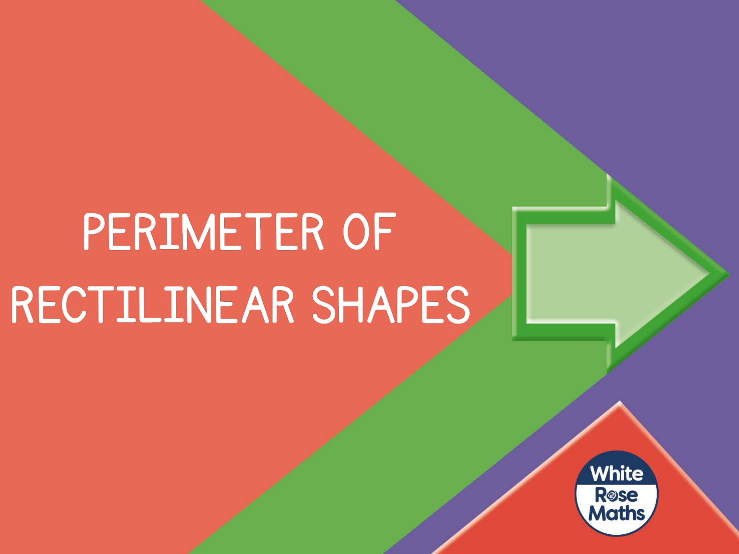# PERIMETER OF RECTILINEAR SHAPES

White Rose Maths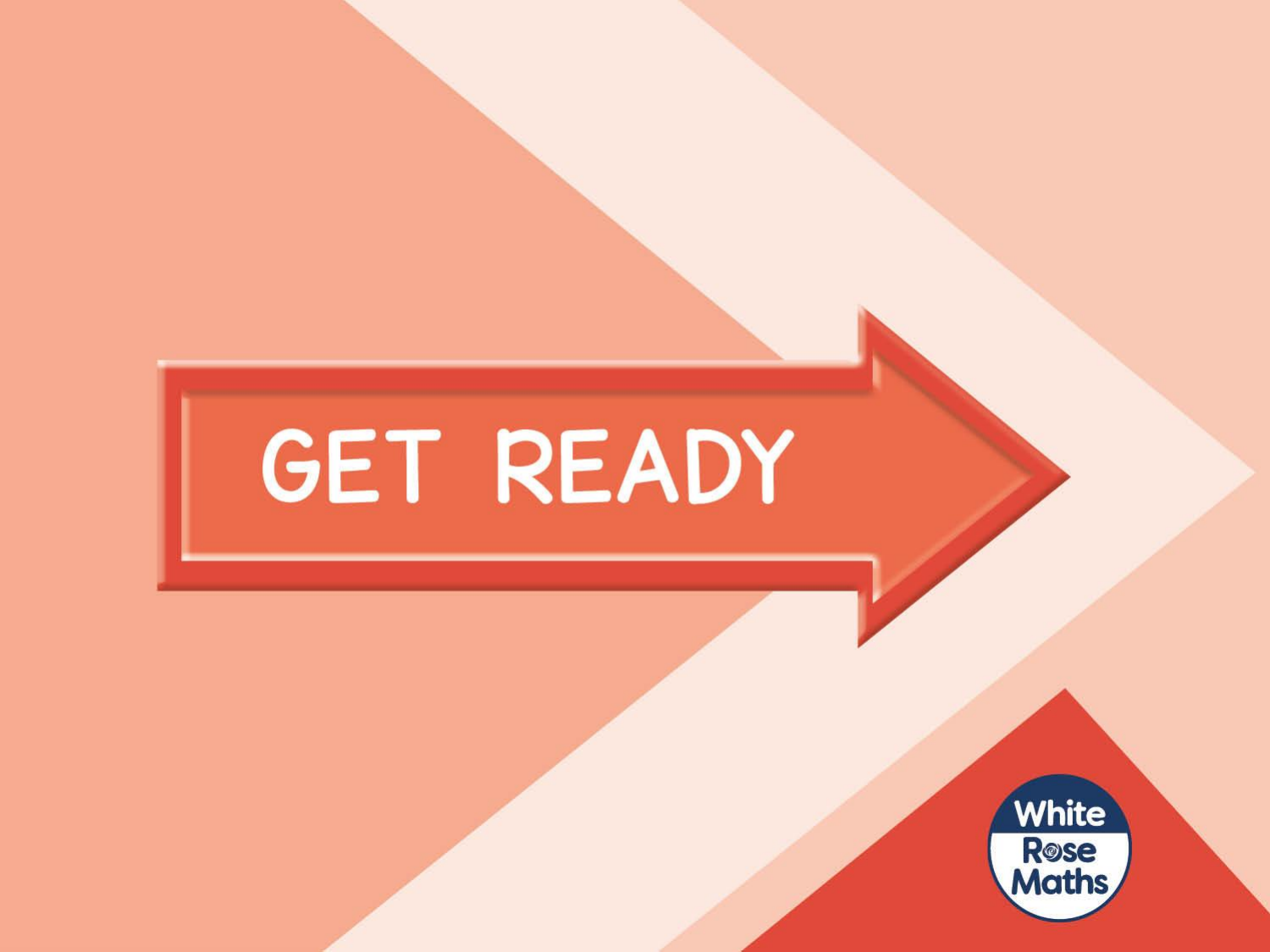# GET READY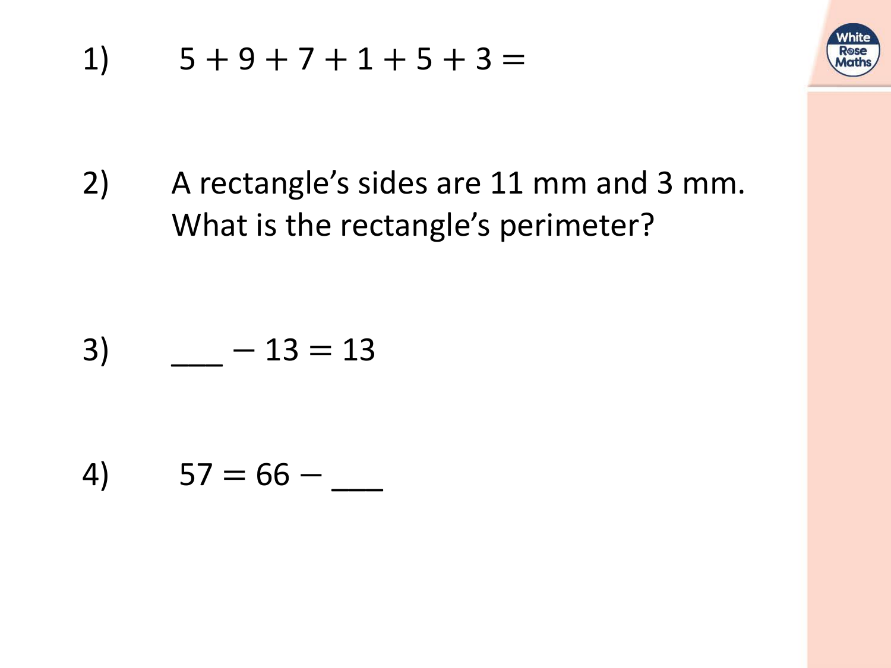1) $5 + 9 + 7 + 1 + 5 + 3 =$

2) A rectangle's sides are 11 mm and 3 mm.
What is the rectangle's perimeter?

3) $\_\_\_ - 13 = 13$

4) $57 = 66 - \_\_\_$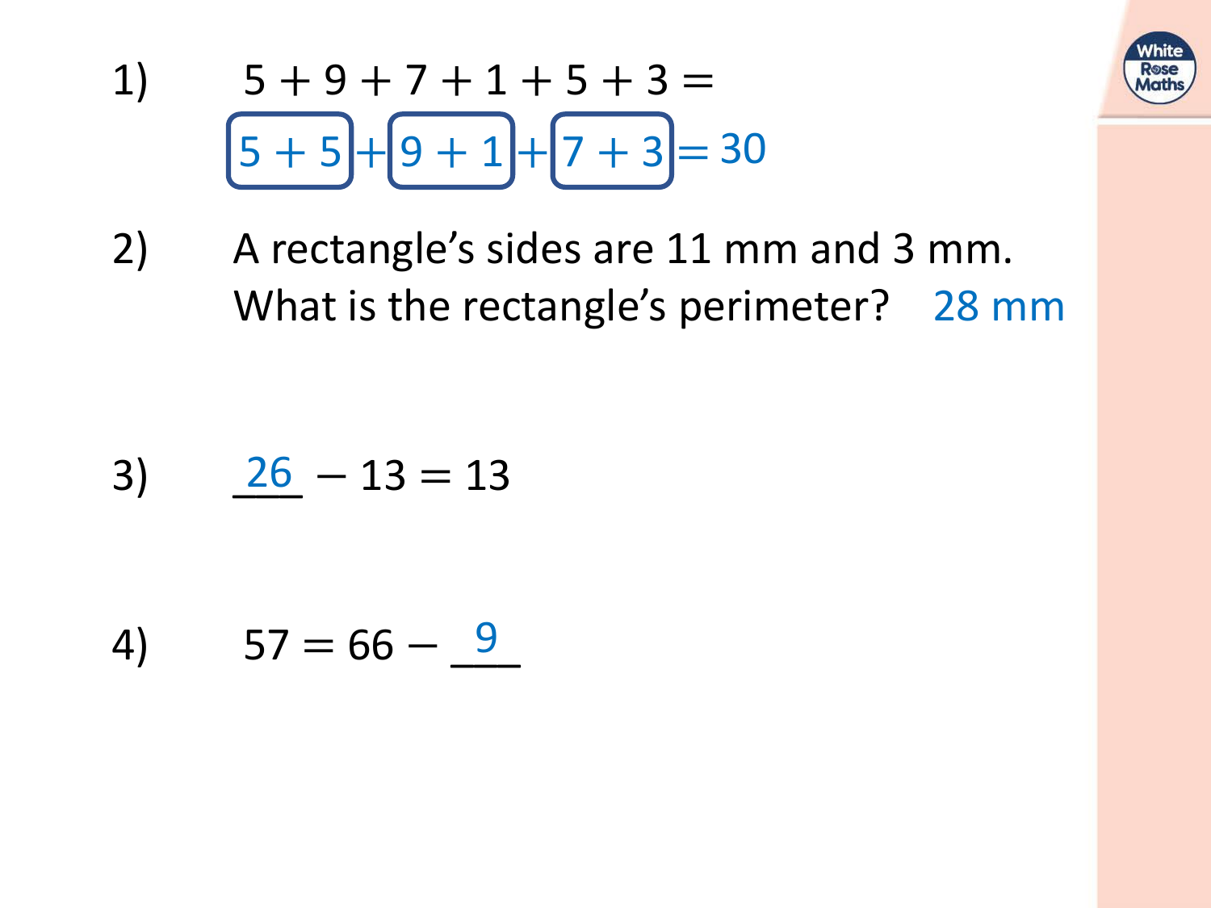1) $5 + 9 + 7 + 1 + 5 + 3 =$

$\boxed{5 + 5} + \boxed{9 + 1} + \boxed{7 + 3} = 30$

2) A rectangle's sides are 11 mm and 3 mm.
What is the rectangle's perimeter? 28 mm

3) $\underline{26} - 13 = 13$

4) $57 = 66 - \underline{9}$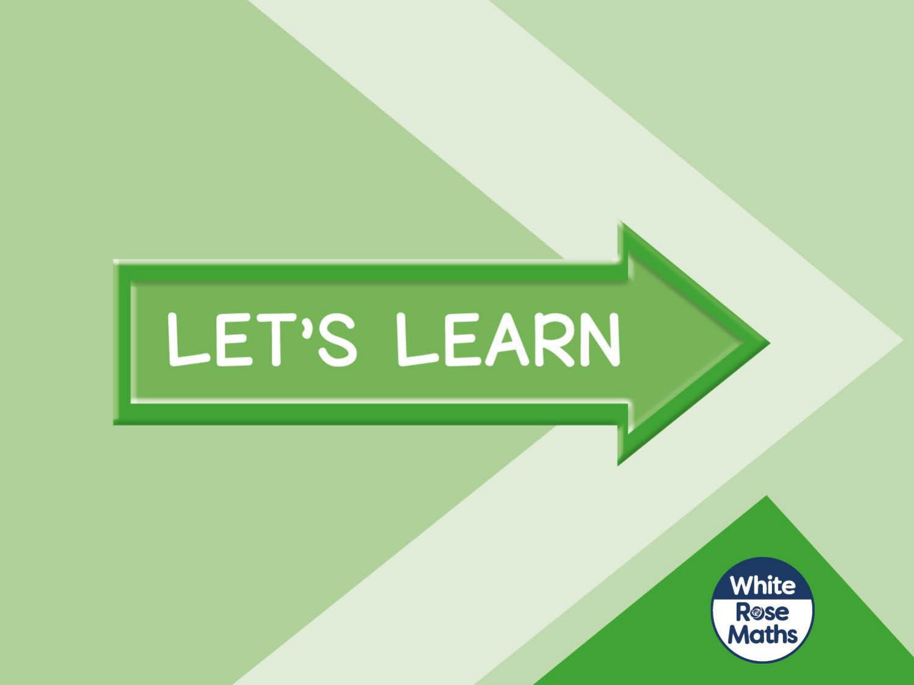# LET'S LEARN

White Rose Maths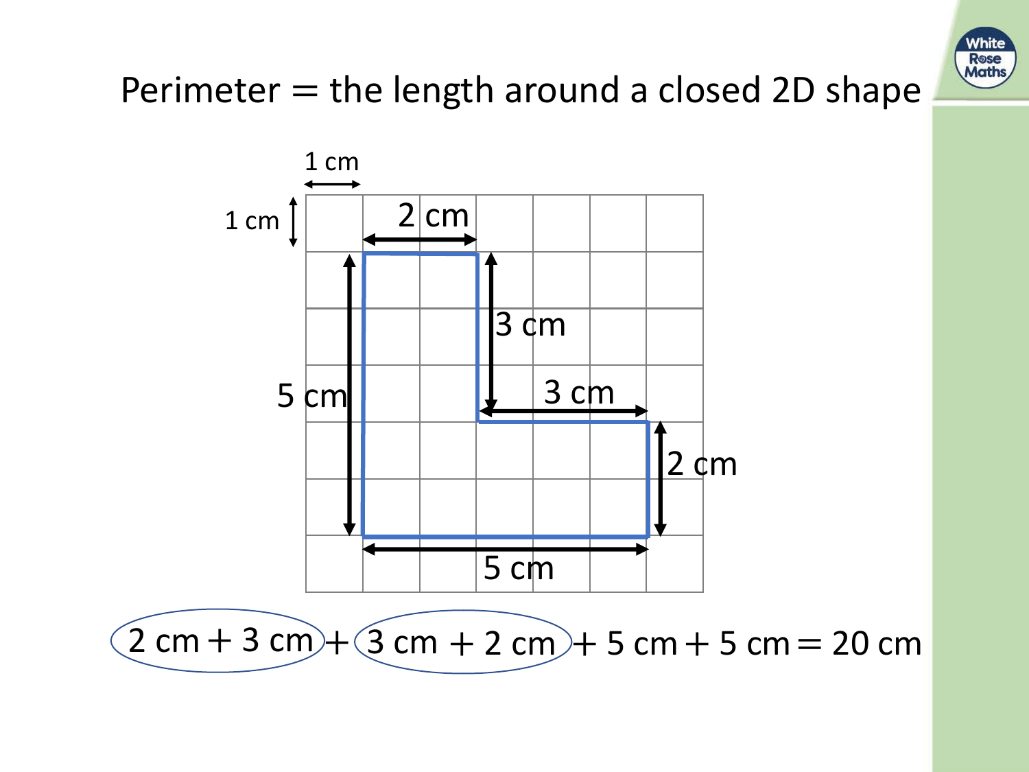Perimeter = the length around a closed 2D shape

1 cm

1 cm

2 cm

3 cm

5 cm

3 cm

2 cm

5 cm

$2 \text{ cm} + 3 \text{ cm} + 3 \text{ cm} + 2 \text{ cm} + 5 \text{ cm} + 5 \text{ cm} = 20 \text{ cm}$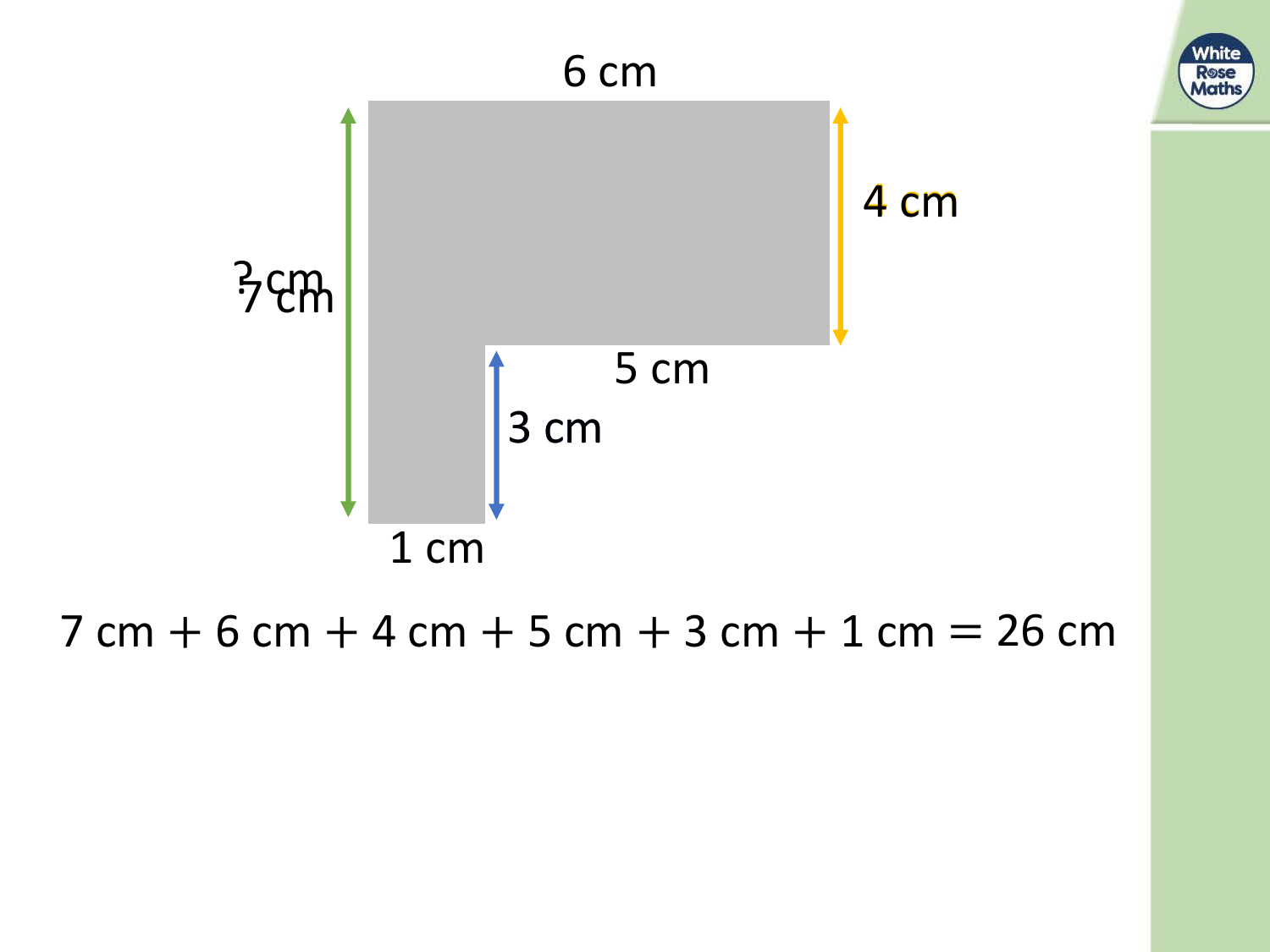6 cm

? cm
7 cm

4 cm

5 cm

3 cm

1 cm

7 cm + 6 cm + 4 cm + 5 cm + 3 cm + 1 cm = 26 cm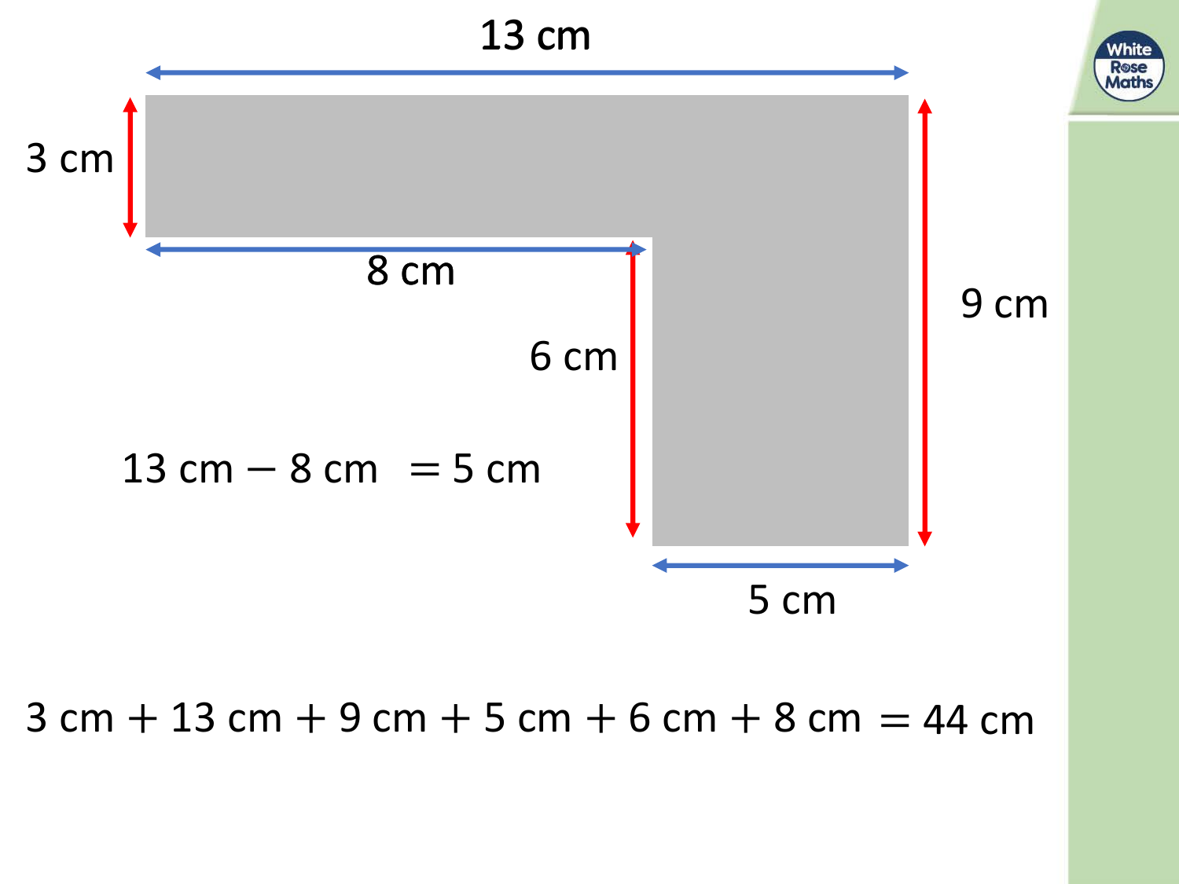13 cm

3 cm

8 cm

9 cm

6 cm

$13\text{ cm} - 8\text{ cm} = 5\text{ cm}$

5 cm

$3\text{ cm} + 13\text{ cm} + 9\text{ cm} + 5\text{ cm} + 6\text{ cm} + 8\text{ cm} = 44\text{ cm}$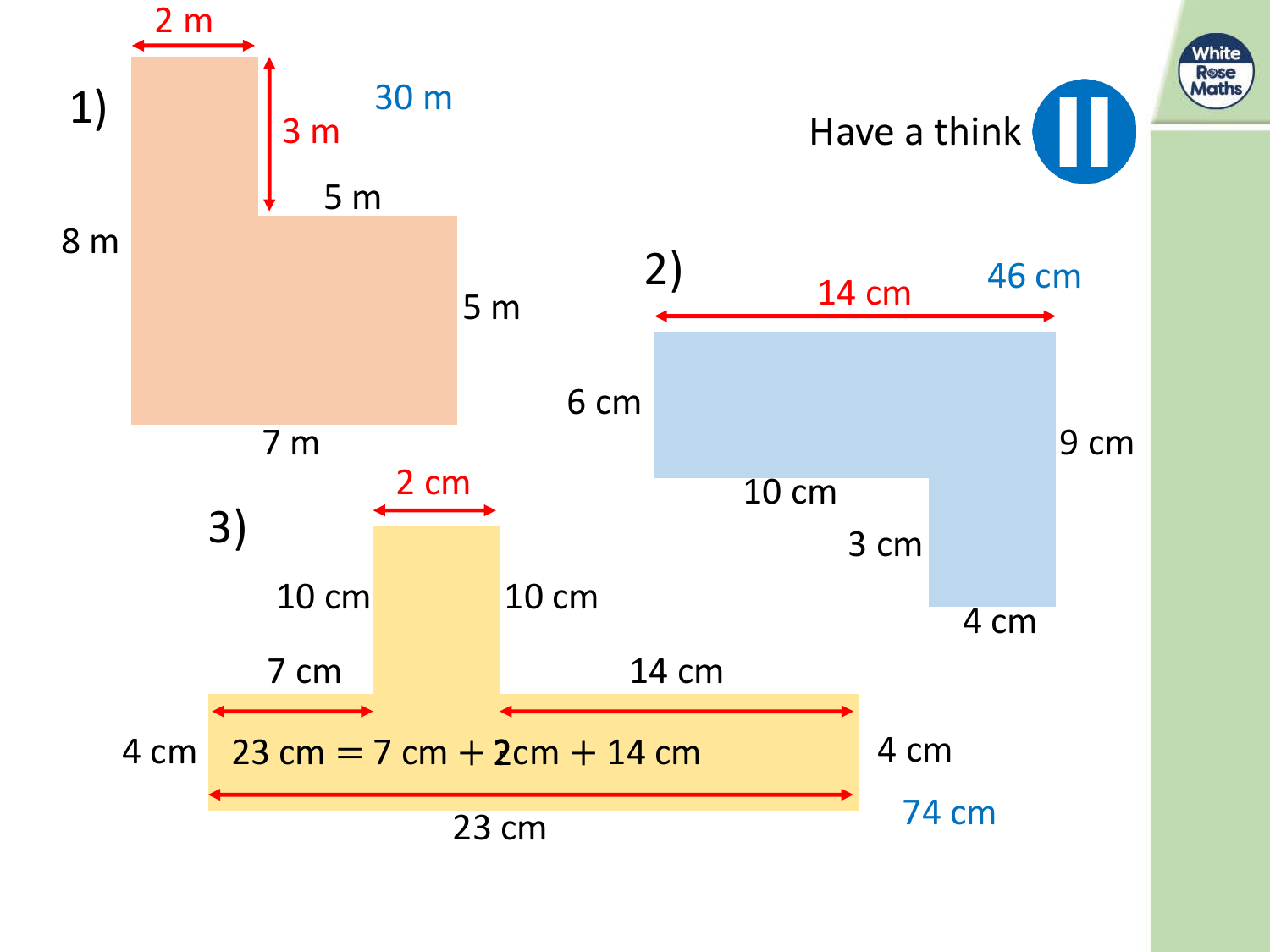Have a think

1)

2 m

3 m

30 m

5 m

8 m

5 m

7 m

2)

14 cm

46 cm

6 cm

9 cm

10 cm

3 cm

4 cm

3)

2 cm

10 cm

10 cm

7 cm

14 cm

4 cm

23 cm = 7 cm + 2 cm + 14 cm

4 cm

74 cm

23 cm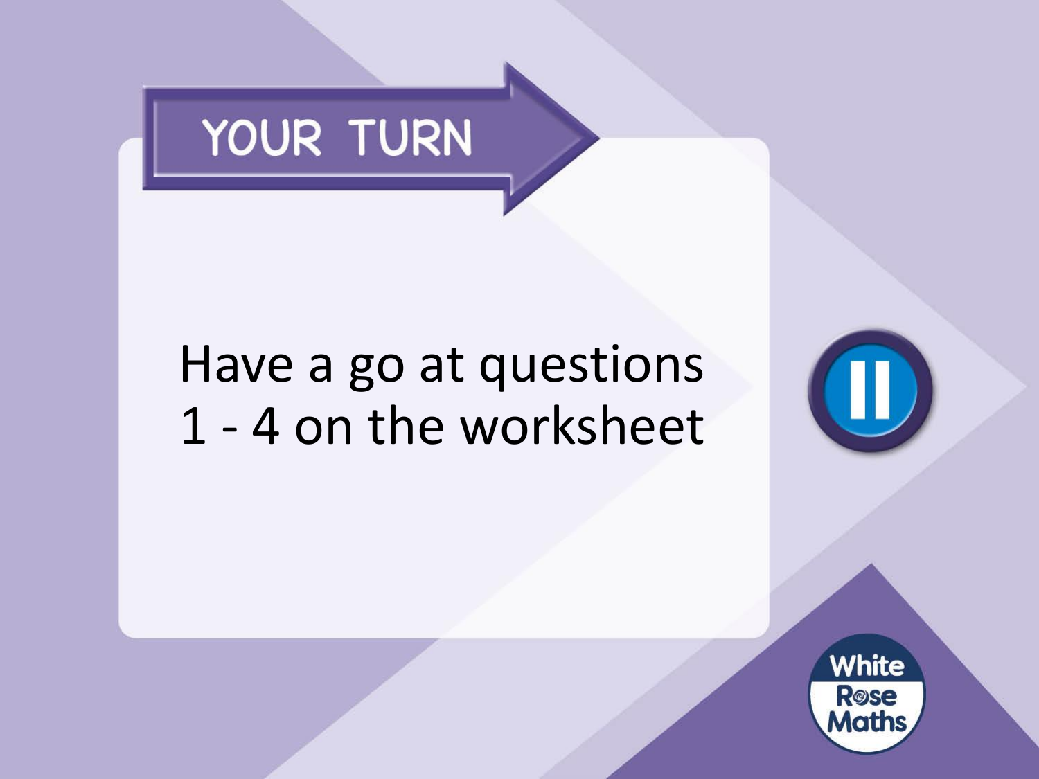# YOUR TURN

Have a go at questions 1 - 4 on the worksheet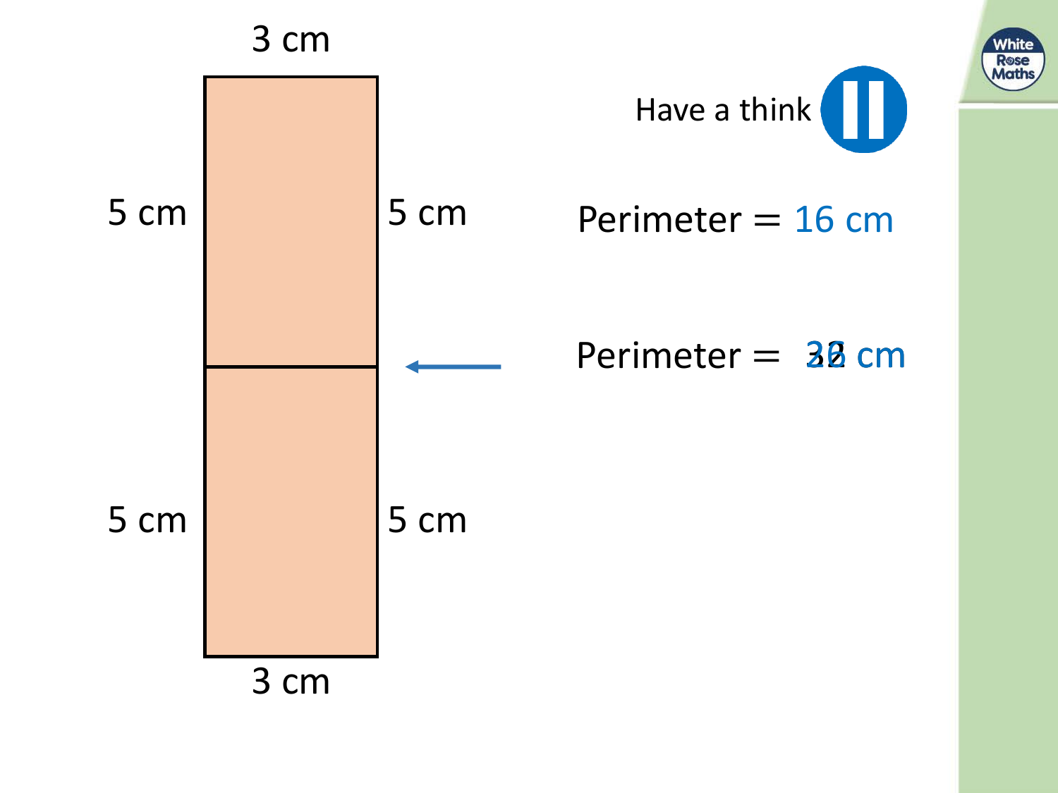3 cm

5 cm

5 cm

5 cm

5 cm

3 cm

Have a think

Perimeter = 16 cm

Perimeter = 32 26 cm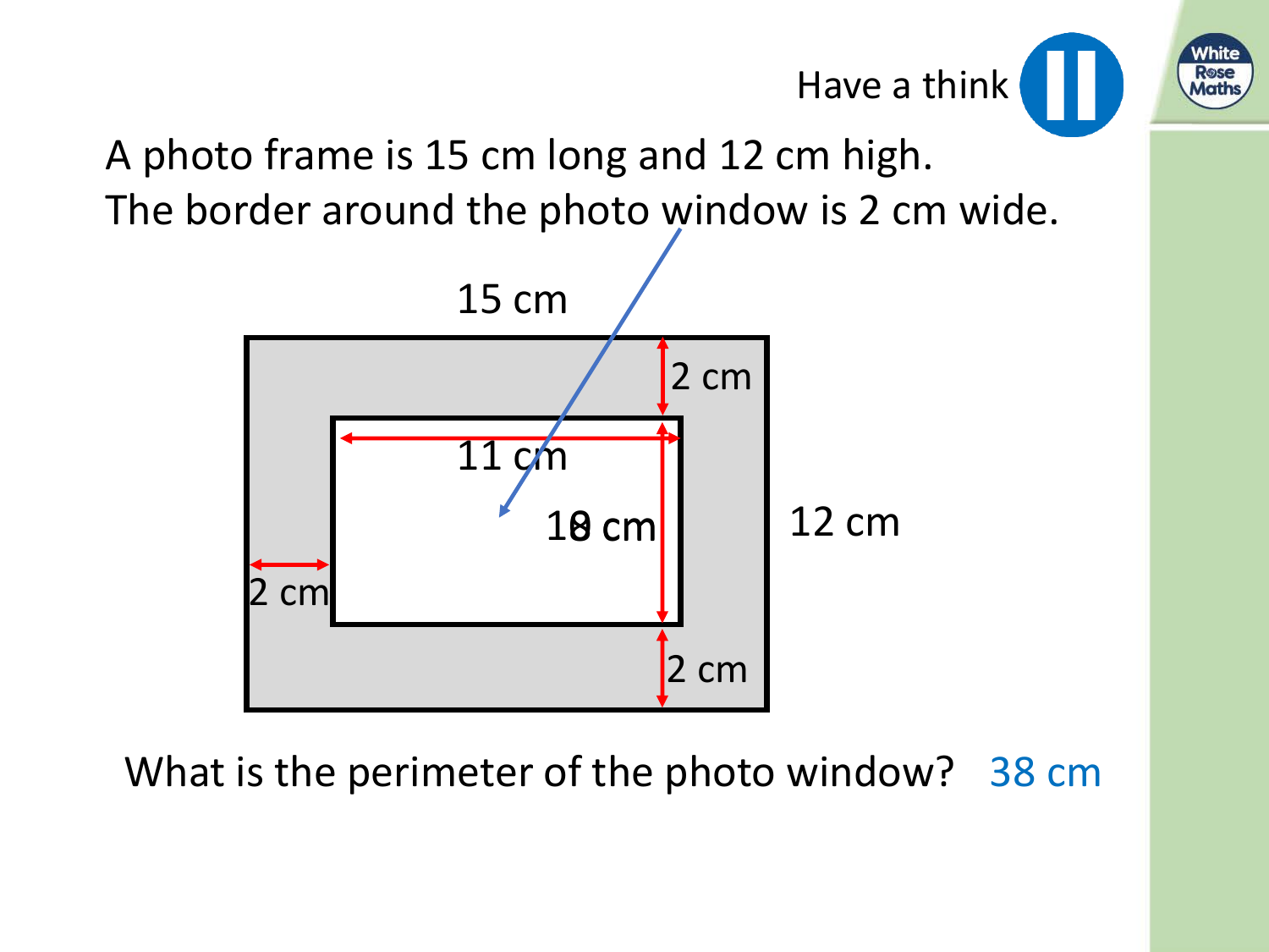Have a think

A photo frame is 15 cm long and 12 cm high.
The border around the photo window is 2 cm wide.

15 cm

2 cm

11 cm

8 cm

12 cm

2 cm

2 cm

What is the perimeter of the photo window? 38 cm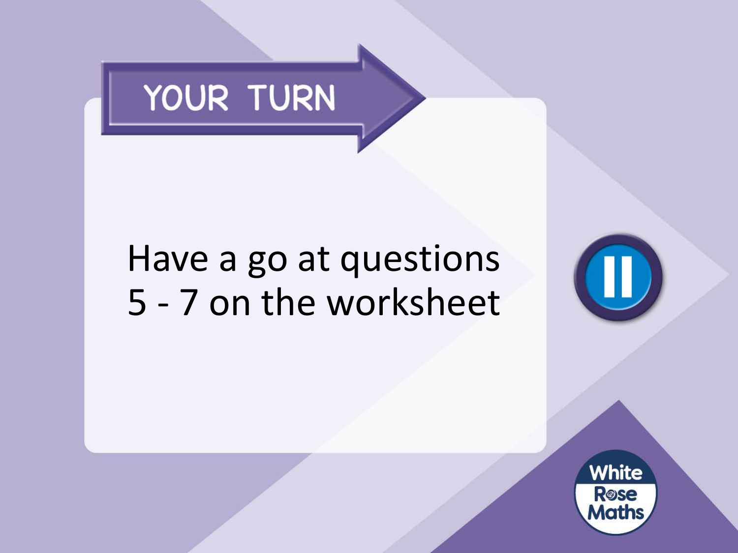# YOUR TURN

Have a go at questions 5 - 7 on the worksheet